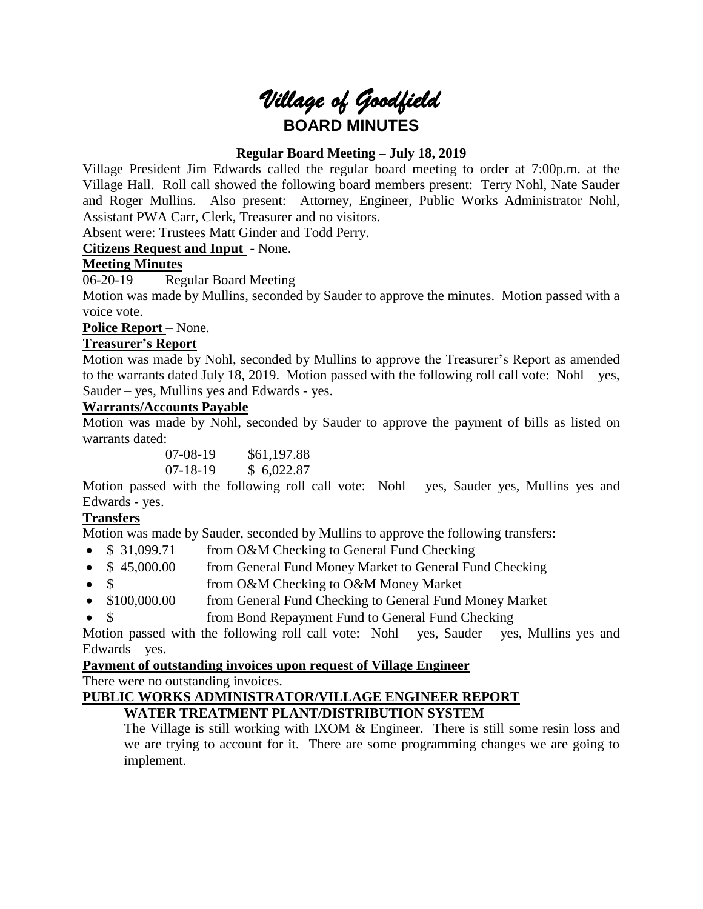# *Village of Goodfield*

## BOARD MINUTES

### Regular Board Meeting – July 18, 2019

Village President Jim Edwards called the regular board meeting to order at 7:00p.m. at the Village Hall. Roll call showed the following board members present: Terry Nohl, Nate Sauder and Roger Mullins. Also present: Attorney, Engineer, Public Works Administrator Nohl, Assistant PWA Carr, Clerk, Treasurer and no visitors.

Absent were: Trustees Matt Ginder and Todd Perry.

**Citizens Request and Input** - None.

**Meeting Minutes**

06-20-19 Regular Board Meeting

Motion was made by Mullins, seconded by Sauder to approve the minutes. Motion passed with a voice vote.

**Police Report** – None.

**Treasurer's Report**

Motion was made by Nohl, seconded by Mullins to approve the Treasurer's Report as amended to the warrants dated July 18, 2019. Motion passed with the following roll call vote: Nohl – yes, Sauder – yes, Mullins yes and Edwards - yes.

**Warrants/Accounts Payable**

Motion was made by Nohl, seconded by Sauder to approve the payment of bills as listed on warrants dated:

07-08-19 $61,197.88
07-18-19 $ 6,022.87

Motion passed with the following roll call vote: Nohl – yes, Sauder yes, Mullins yes and Edwards - yes.

**Transfers**

Motion was made by Sauder, seconded by Mullins to approve the following transfers:

- $ 31,099.71 from O&M Checking to General Fund Checking
- $ 45,000.00 from General Fund Money Market to General Fund Checking
- $ from O&M Checking to O&M Money Market
- $100,000.00 from General Fund Checking to General Fund Money Market
- $ from Bond Repayment Fund to General Fund Checking

Motion passed with the following roll call vote: Nohl – yes, Sauder – yes, Mullins yes and Edwards – yes.

**Payment of outstanding invoices upon request of Village Engineer**

There were no outstanding invoices.

**PUBLIC WORKS ADMINISTRATOR/VILLAGE ENGINEER REPORT**

**WATER TREATMENT PLANT/DISTRIBUTION SYSTEM**

The Village is still working with IXOM & Engineer. There is still some resin loss and we are trying to account for it. There are some programming changes we are going to implement.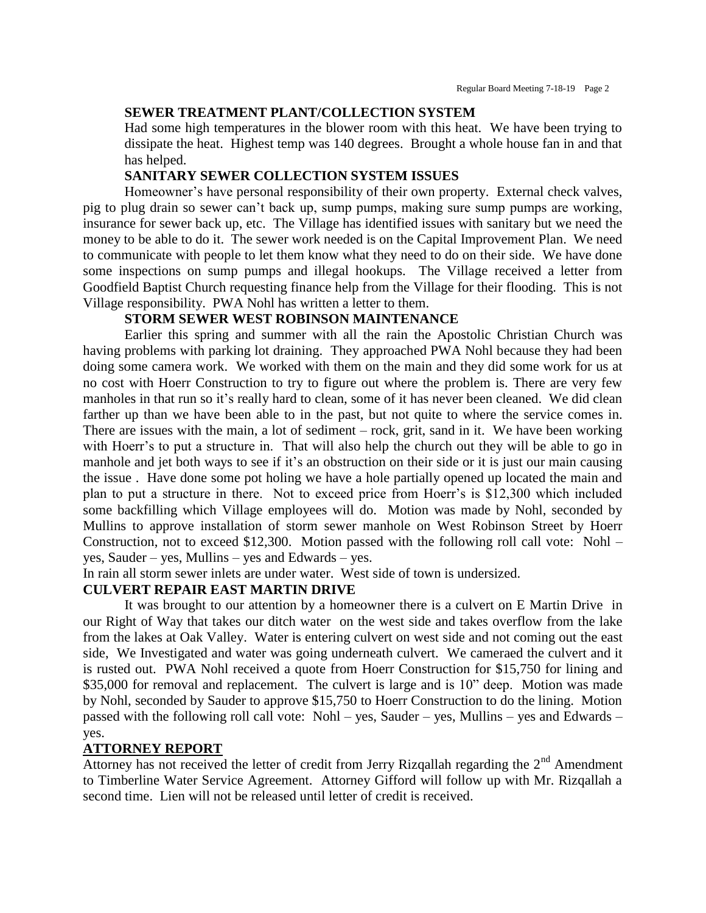**SEWER TREATMENT PLANT/COLLECTION SYSTEM**

Had some high temperatures in the blower room with this heat. We have been trying to dissipate the heat. Highest temp was 140 degrees. Brought a whole house fan in and that has helped.

**SANITARY SEWER COLLECTION SYSTEM ISSUES**

Homeowner's have personal responsibility of their own property. External check valves, pig to plug drain so sewer can't back up, sump pumps, making sure sump pumps are working, insurance for sewer back up, etc. The Village has identified issues with sanitary but we need the money to be able to do it. The sewer work needed is on the Capital Improvement Plan. We need to communicate with people to let them know what they need to do on their side. We have done some inspections on sump pumps and illegal hookups. The Village received a letter from Goodfield Baptist Church requesting finance help from the Village for their flooding. This is not Village responsibility. PWA Nohl has written a letter to them.

**STORM SEWER WEST ROBINSON MAINTENANCE**

Earlier this spring and summer with all the rain the Apostolic Christian Church was having problems with parking lot draining. They approached PWA Nohl because they had been doing some camera work. We worked with them on the main and they did some work for us at no cost with Hoerr Construction to try to figure out where the problem is. There are very few manholes in that run so it's really hard to clean, some of it has never been cleaned. We did clean farther up than we have been able to in the past, but not quite to where the service comes in. There are issues with the main, a lot of sediment – rock, grit, sand in it. We have been working with Hoerr's to put a structure in. That will also help the church out they will be able to go in manhole and jet both ways to see if it's an obstruction on their side or it is just our main causing the issue . Have done some pot holing we have a hole partially opened up located the main and plan to put a structure in there. Not to exceed price from Hoerr's is $12,300 which included some backfilling which Village employees will do. Motion was made by Nohl, seconded by Mullins to approve installation of storm sewer manhole on West Robinson Street by Hoerr Construction, not to exceed $12,300. Motion passed with the following roll call vote: Nohl – yes, Sauder – yes, Mullins – yes and Edwards – yes.

In rain all storm sewer inlets are under water. West side of town is undersized.

**CULVERT REPAIR EAST MARTIN DRIVE**

It was brought to our attention by a homeowner there is a culvert on E Martin Drive in our Right of Way that takes our ditch water on the west side and takes overflow from the lake from the lakes at Oak Valley. Water is entering culvert on west side and not coming out the east side, We Investigated and water was going underneath culvert. We cameraed the culvert and it is rusted out. PWA Nohl received a quote from Hoerr Construction for $15,750 for lining and $35,000 for removal and replacement. The culvert is large and is 10" deep. Motion was made by Nohl, seconded by Sauder to approve $15,750 to Hoerr Construction to do the lining. Motion passed with the following roll call vote: Nohl – yes, Sauder – yes, Mullins – yes and Edwards – yes.

**ATTORNEY REPORT**

Attorney has not received the letter of credit from Jerry Rizqallah regarding the 2nd Amendment to Timberline Water Service Agreement. Attorney Gifford will follow up with Mr. Rizqallah a second time. Lien will not be released until letter of credit is received.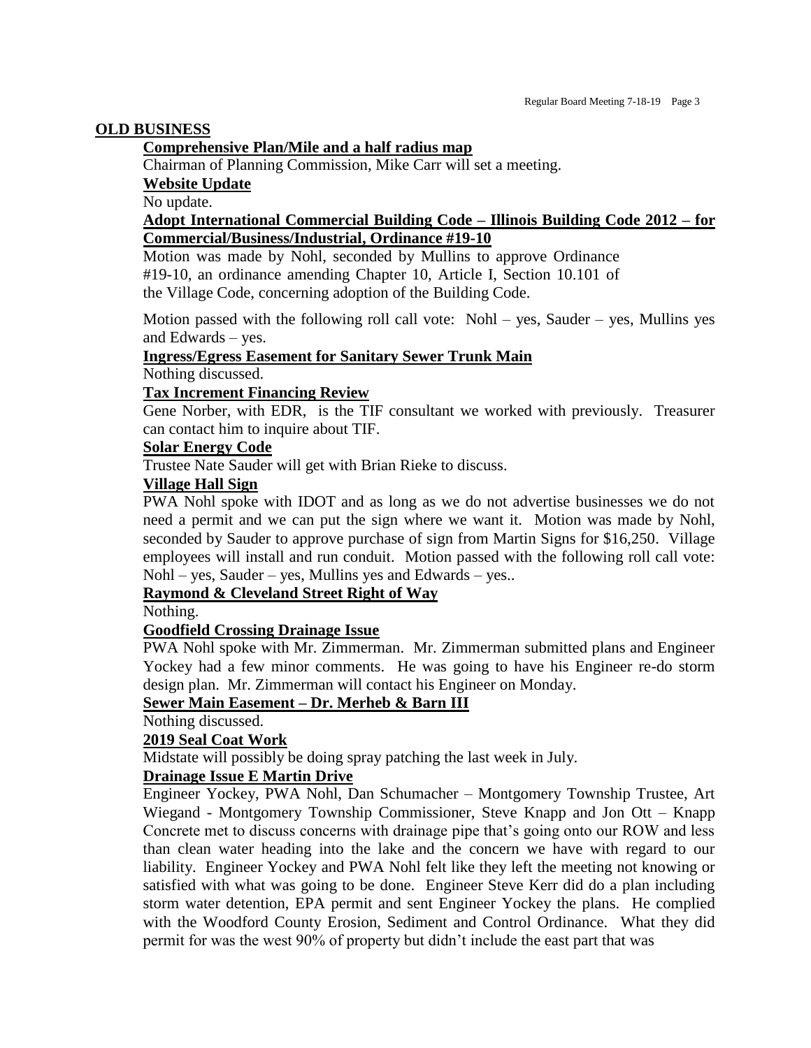## OLD BUSINESS

### Comprehensive Plan/Mile and a half radius map

Chairman of Planning Commission, Mike Carr will set a meeting.

### Website Update

No update.

### Adopt International Commercial Building Code – Illinois Building Code 2012 – for Commercial/Business/Industrial, Ordinance #19-10

Motion was made by Nohl, seconded by Mullins to approve Ordinance #19-10, an ordinance amending Chapter 10, Article I, Section 10.101 of the Village Code, concerning adoption of the Building Code.

Motion passed with the following roll call vote: Nohl – yes, Sauder – yes, Mullins yes and Edwards – yes.

### Ingress/Egress Easement for Sanitary Sewer Trunk Main

Nothing discussed.

### Tax Increment Financing Review

Gene Norber, with EDR, is the TIF consultant we worked with previously. Treasurer can contact him to inquire about TIF.

### Solar Energy Code

Trustee Nate Sauder will get with Brian Rieke to discuss.

### Village Hall Sign

PWA Nohl spoke with IDOT and as long as we do not advertise businesses we do not need a permit and we can put the sign where we want it. Motion was made by Nohl, seconded by Sauder to approve purchase of sign from Martin Signs for $16,250. Village employees will install and run conduit. Motion passed with the following roll call vote: Nohl – yes, Sauder – yes, Mullins yes and Edwards – yes..

### Raymond & Cleveland Street Right of Way

Nothing.

### Goodfield Crossing Drainage Issue

PWA Nohl spoke with Mr. Zimmerman. Mr. Zimmerman submitted plans and Engineer Yockey had a few minor comments. He was going to have his Engineer re-do storm design plan. Mr. Zimmerman will contact his Engineer on Monday.

### Sewer Main Easement – Dr. Merheb & Barn III

Nothing discussed.

### 2019 Seal Coat Work

Midstate will possibly be doing spray patching the last week in July.

### Drainage Issue E Martin Drive

Engineer Yockey, PWA Nohl, Dan Schumacher – Montgomery Township Trustee, Art Wiegand - Montgomery Township Commissioner, Steve Knapp and Jon Ott – Knapp Concrete met to discuss concerns with drainage pipe that's going onto our ROW and less than clean water heading into the lake and the concern we have with regard to our liability. Engineer Yockey and PWA Nohl felt like they left the meeting not knowing or satisfied with what was going to be done. Engineer Steve Kerr did do a plan including storm water detention, EPA permit and sent Engineer Yockey the plans. He complied with the Woodford County Erosion, Sediment and Control Ordinance. What they did permit for was the west 90% of property but didn't include the east part that was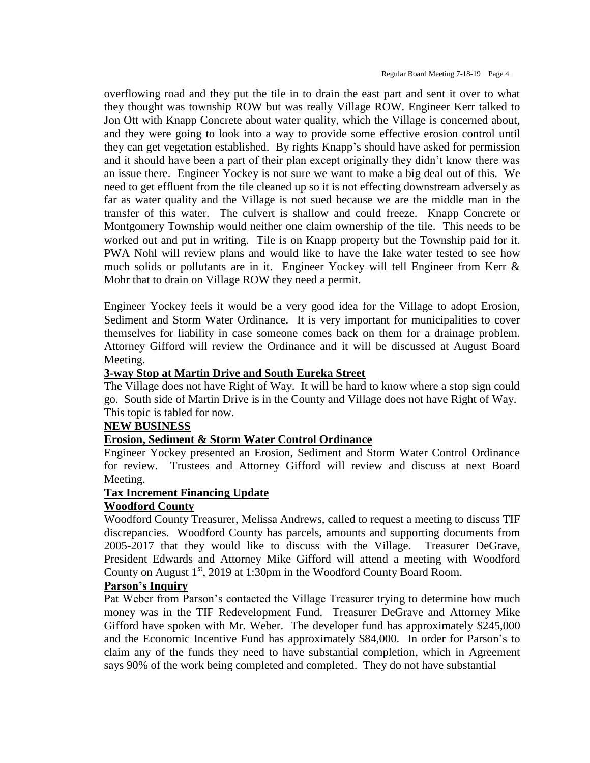overflowing road and they put the tile in to drain the east part and sent it over to what they thought was township ROW but was really Village ROW. Engineer Kerr talked to Jon Ott with Knapp Concrete about water quality, which the Village is concerned about, and they were going to look into a way to provide some effective erosion control until they can get vegetation established. By rights Knapp's should have asked for permission and it should have been a part of their plan except originally they didn't know there was an issue there. Engineer Yockey is not sure we want to make a big deal out of this. We need to get effluent from the tile cleaned up so it is not effecting downstream adversely as far as water quality and the Village is not sued because we are the middle man in the transfer of this water. The culvert is shallow and could freeze. Knapp Concrete or Montgomery Township would neither one claim ownership of the tile. This needs to be worked out and put in writing. Tile is on Knapp property but the Township paid for it. PWA Nohl will review plans and would like to have the lake water tested to see how much solids or pollutants are in it. Engineer Yockey will tell Engineer from Kerr & Mohr that to drain on Village ROW they need a permit.

Engineer Yockey feels it would be a very good idea for the Village to adopt Erosion, Sediment and Storm Water Ordinance. It is very important for municipalities to cover themselves for liability in case someone comes back on them for a drainage problem. Attorney Gifford will review the Ordinance and it will be discussed at August Board Meeting.

**3-way Stop at Martin Drive and South Eureka Street**

The Village does not have Right of Way. It will be hard to know where a stop sign could go. South side of Martin Drive is in the County and Village does not have Right of Way. This topic is tabled for now.

**NEW BUSINESS**

**Erosion, Sediment & Storm Water Control Ordinance**

Engineer Yockey presented an Erosion, Sediment and Storm Water Control Ordinance for review. Trustees and Attorney Gifford will review and discuss at next Board Meeting.

**Tax Increment Financing Update**

**Woodford County**

Woodford County Treasurer, Melissa Andrews, called to request a meeting to discuss TIF discrepancies. Woodford County has parcels, amounts and supporting documents from 2005-2017 that they would like to discuss with the Village. Treasurer DeGrave, President Edwards and Attorney Mike Gifford will attend a meeting with Woodford County on August 1st, 2019 at 1:30pm in the Woodford County Board Room.

**Parson's Inquiry**

Pat Weber from Parson's contacted the Village Treasurer trying to determine how much money was in the TIF Redevelopment Fund. Treasurer DeGrave and Attorney Mike Gifford have spoken with Mr. Weber. The developer fund has approximately $245,000 and the Economic Incentive Fund has approximately $84,000. In order for Parson's to claim any of the funds they need to have substantial completion, which in Agreement says 90% of the work being completed and completed. They do not have substantial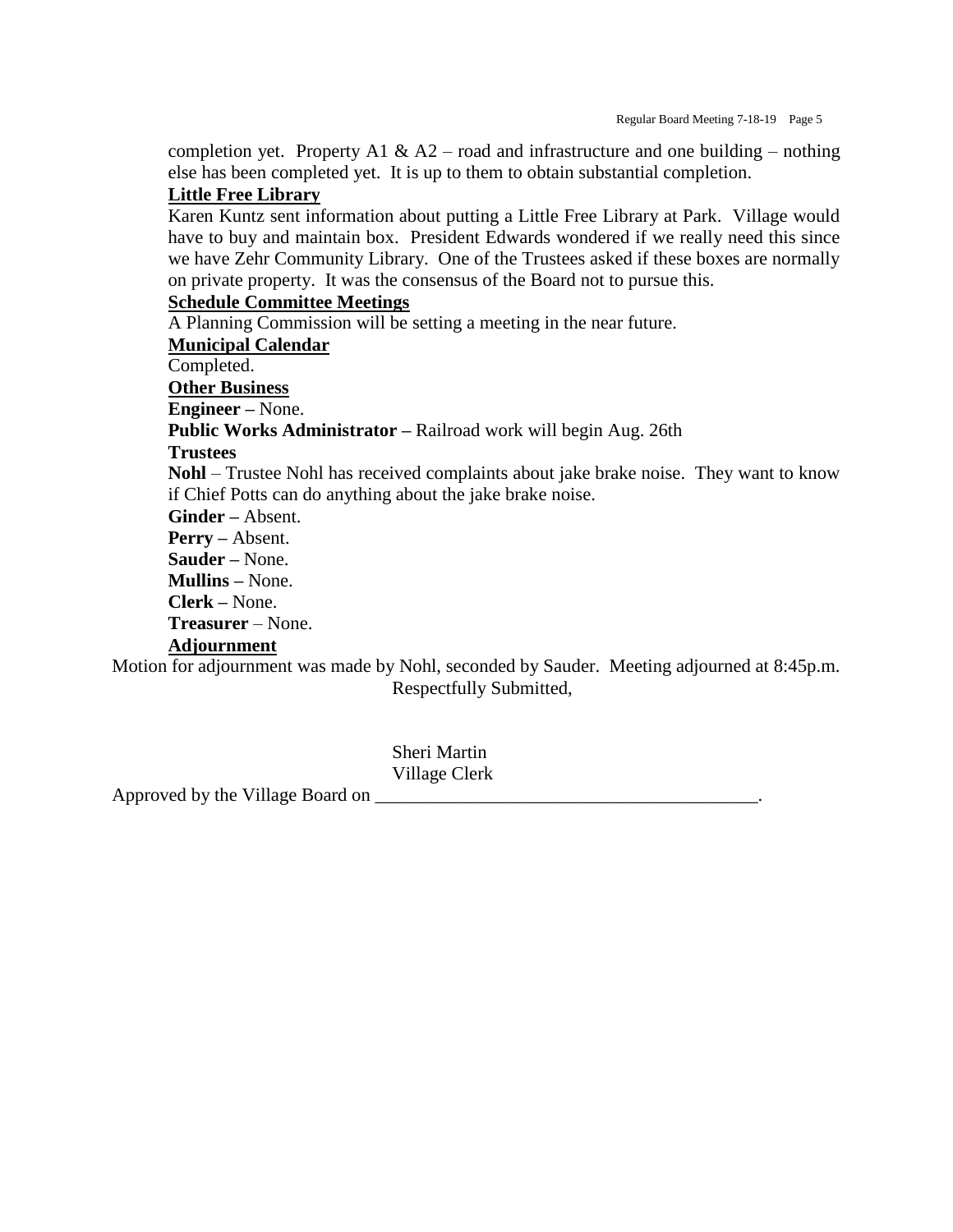completion yet. Property A1 & A2 – road and infrastructure and one building – nothing else has been completed yet. It is up to them to obtain substantial completion.

**Little Free Library**

Karen Kuntz sent information about putting a Little Free Library at Park. Village would have to buy and maintain box. President Edwards wondered if we really need this since we have Zehr Community Library. One of the Trustees asked if these boxes are normally on private property. It was the consensus of the Board not to pursue this.

**Schedule Committee Meetings**

A Planning Commission will be setting a meeting in the near future.

**Municipal Calendar**

Completed.

**Other Business**

**Engineer –** None.

**Public Works Administrator –** Railroad work will begin Aug. 26th

**Trustees**

**Nohl** – Trustee Nohl has received complaints about jake brake noise. They want to know if Chief Potts can do anything about the jake brake noise.

**Ginder –** Absent.

**Perry –** Absent.

**Sauder –** None.

**Mullins –** None.

**Clerk –** None.

**Treasurer** – None.

**Adjournment**

Motion for adjournment was made by Nohl, seconded by Sauder. Meeting adjourned at 8:45p.m.

Respectfully Submitted,

Sheri Martin
Village Clerk

Approved by the Village Board on \_\_\_\_\_\_\_\_\_\_\_\_\_\_\_\_\_\_\_\_\_\_\_\_\_\_\_\_\_\_\_\_\_\_\_\_\_\_\_\_.